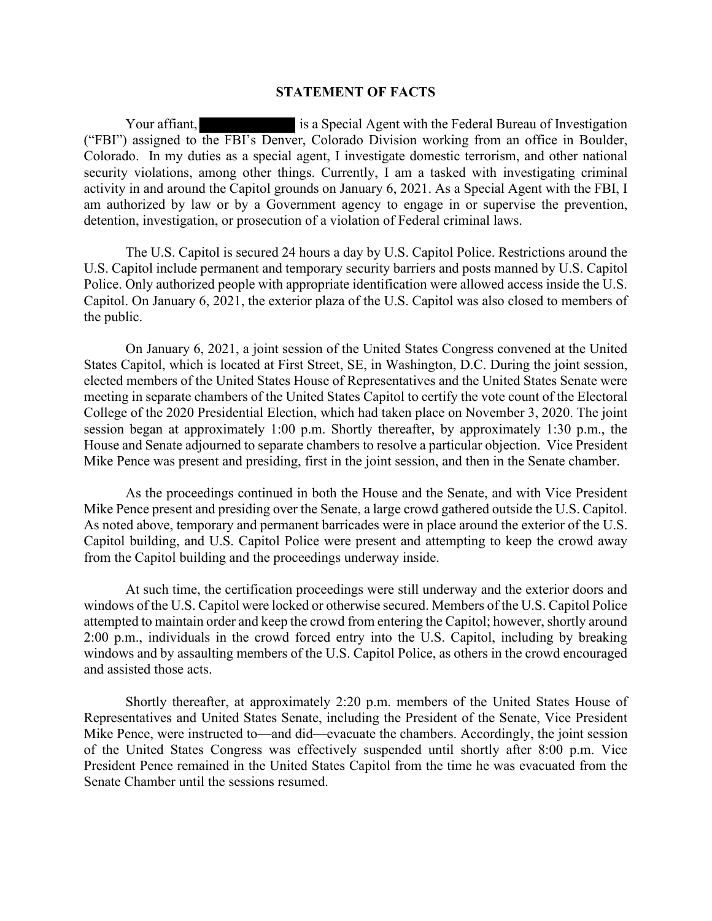# STATEMENT OF FACTS

Your affiant, ██████████ is a Special Agent with the Federal Bureau of Investigation ("FBI") assigned to the FBI's Denver, Colorado Division working from an office in Boulder, Colorado. In my duties as a special agent, I investigate domestic terrorism, and other national security violations, among other things. Currently, I am a tasked with investigating criminal activity in and around the Capitol grounds on January 6, 2021. As a Special Agent with the FBI, I am authorized by law or by a Government agency to engage in or supervise the prevention, detention, investigation, or prosecution of a violation of Federal criminal laws.

The U.S. Capitol is secured 24 hours a day by U.S. Capitol Police. Restrictions around the U.S. Capitol include permanent and temporary security barriers and posts manned by U.S. Capitol Police. Only authorized people with appropriate identification were allowed access inside the U.S. Capitol. On January 6, 2021, the exterior plaza of the U.S. Capitol was also closed to members of the public.

On January 6, 2021, a joint session of the United States Congress convened at the United States Capitol, which is located at First Street, SE, in Washington, D.C. During the joint session, elected members of the United States House of Representatives and the United States Senate were meeting in separate chambers of the United States Capitol to certify the vote count of the Electoral College of the 2020 Presidential Election, which had taken place on November 3, 2020. The joint session began at approximately 1:00 p.m. Shortly thereafter, by approximately 1:30 p.m., the House and Senate adjourned to separate chambers to resolve a particular objection. Vice President Mike Pence was present and presiding, first in the joint session, and then in the Senate chamber.

As the proceedings continued in both the House and the Senate, and with Vice President Mike Pence present and presiding over the Senate, a large crowd gathered outside the U.S. Capitol. As noted above, temporary and permanent barricades were in place around the exterior of the U.S. Capitol building, and U.S. Capitol Police were present and attempting to keep the crowd away from the Capitol building and the proceedings underway inside.

At such time, the certification proceedings were still underway and the exterior doors and windows of the U.S. Capitol were locked or otherwise secured. Members of the U.S. Capitol Police attempted to maintain order and keep the crowd from entering the Capitol; however, shortly around 2:00 p.m., individuals in the crowd forced entry into the U.S. Capitol, including by breaking windows and by assaulting members of the U.S. Capitol Police, as others in the crowd encouraged and assisted those acts.

Shortly thereafter, at approximately 2:20 p.m. members of the United States House of Representatives and United States Senate, including the President of the Senate, Vice President Mike Pence, were instructed to—and did—evacuate the chambers. Accordingly, the joint session of the United States Congress was effectively suspended until shortly after 8:00 p.m. Vice President Pence remained in the United States Capitol from the time he was evacuated from the Senate Chamber until the sessions resumed.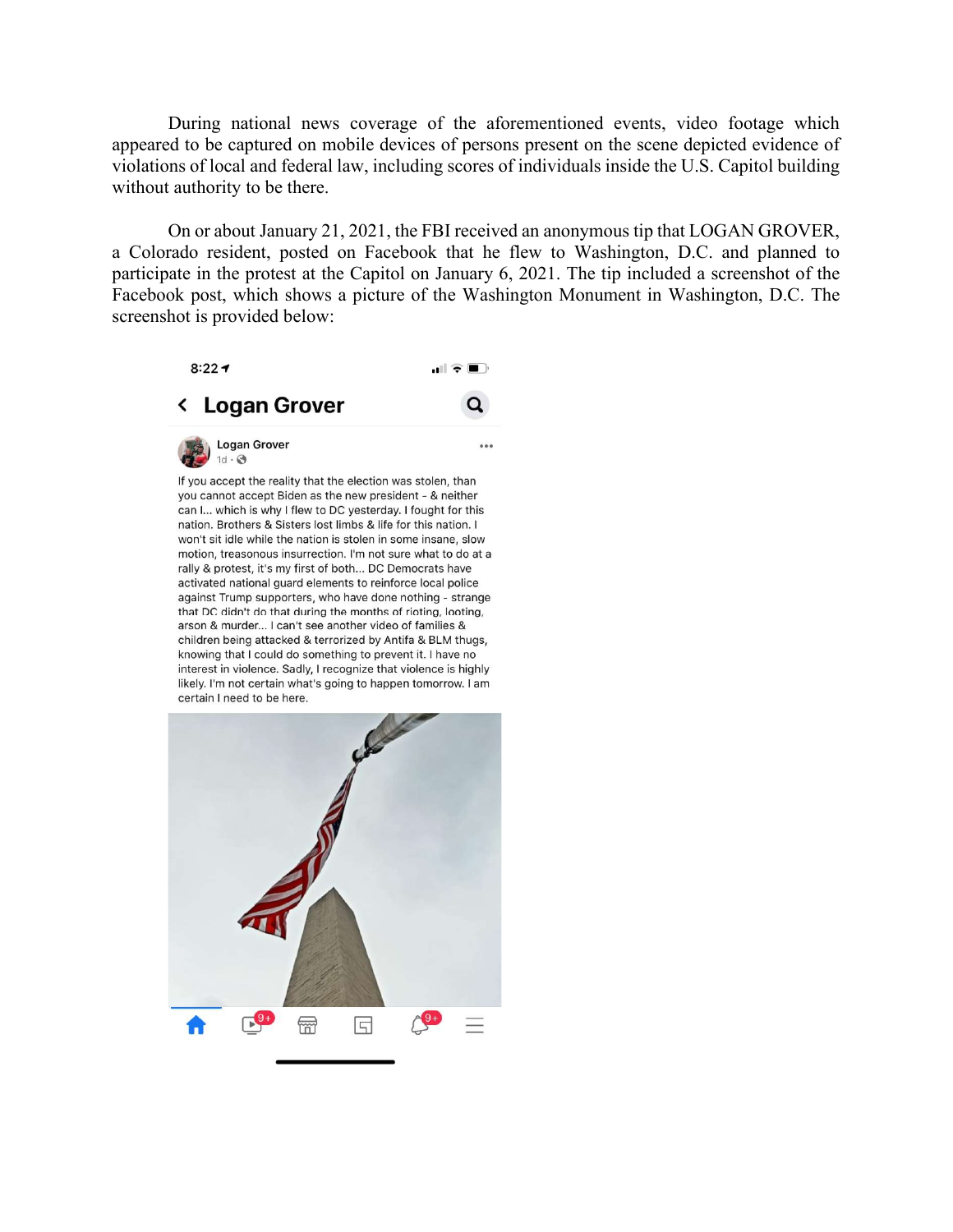During national news coverage of the aforementioned events, video footage which appeared to be captured on mobile devices of persons present on the scene depicted evidence of violations of local and federal law, including scores of individuals inside the U.S. Capitol building without authority to be there.

On or about January 21, 2021, the FBI received an anonymous tip that LOGAN GROVER, a Colorado resident, posted on Facebook that he flew to Washington, D.C. and planned to participate in the protest at the Capitol on January 6, 2021. The tip included a screenshot of the Facebook post, which shows a picture of the Washington Monument in Washington, D.C. The screenshot is provided below:

8:22

**Logan Grover**

**Logan Grover**
1d ·

If you accept the reality that the election was stolen, than you cannot accept Biden as the new president - & neither can I... which is why I flew to DC yesterday. I fought for this nation. Brothers & Sisters lost limbs & life for this nation. I won't sit idle while the nation is stolen in some insane, slow motion, treasonous insurrection. I'm not sure what to do at a rally & protest, it's my first of both... DC Democrats have activated national guard elements to reinforce local police against Trump supporters, who have done nothing - strange that DC didn't do that during the months of rioting, looting, arson & murder... I can't see another video of families & children being attacked & terrorized by Antifa & BLM thugs, knowing that I could do something to prevent it. I have no interest in violence. Sadly, I recognize that violence is highly likely. I'm not certain what's going to happen tomorrow. I am certain I need to be here.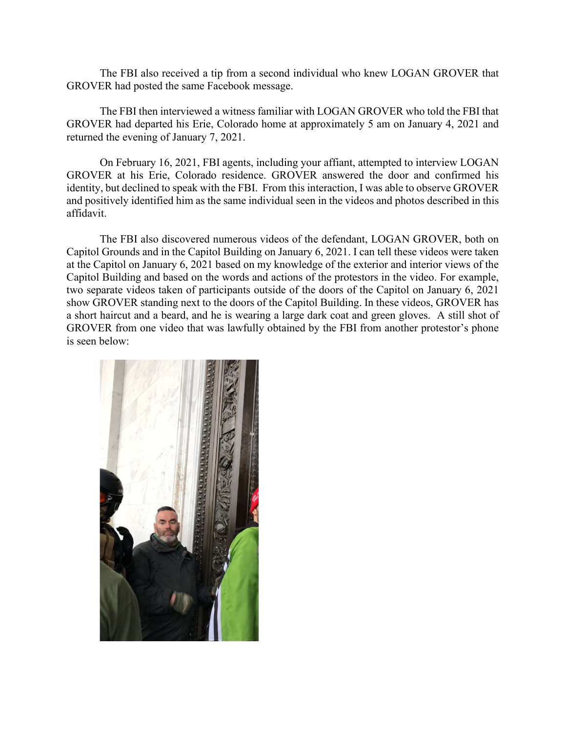The FBI also received a tip from a second individual who knew LOGAN GROVER that GROVER had posted the same Facebook message.

The FBI then interviewed a witness familiar with LOGAN GROVER who told the FBI that GROVER had departed his Erie, Colorado home at approximately 5 am on January 4, 2021 and returned the evening of January 7, 2021.

On February 16, 2021, FBI agents, including your affiant, attempted to interview LOGAN GROVER at his Erie, Colorado residence. GROVER answered the door and confirmed his identity, but declined to speak with the FBI. From this interaction, I was able to observe GROVER and positively identified him as the same individual seen in the videos and photos described in this affidavit.

The FBI also discovered numerous videos of the defendant, LOGAN GROVER, both on Capitol Grounds and in the Capitol Building on January 6, 2021. I can tell these videos were taken at the Capitol on January 6, 2021 based on my knowledge of the exterior and interior views of the Capitol Building and based on the words and actions of the protestors in the video. For example, two separate videos taken of participants outside of the doors of the Capitol on January 6, 2021 show GROVER standing next to the doors of the Capitol Building. In these videos, GROVER has a short haircut and a beard, and he is wearing a large dark coat and green gloves. A still shot of GROVER from one video that was lawfully obtained by the FBI from another protestor's phone is seen below: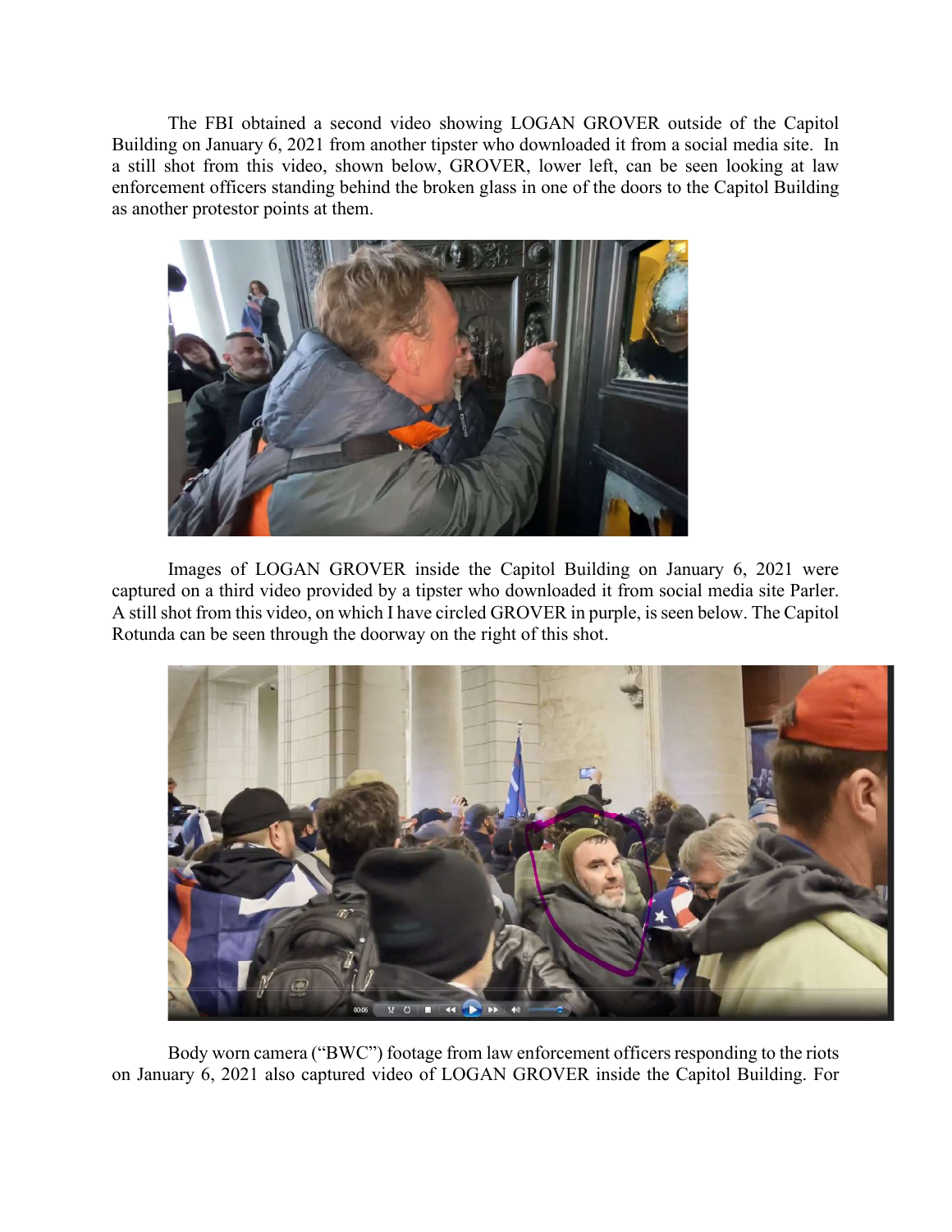The FBI obtained a second video showing LOGAN GROVER outside of the Capitol Building on January 6, 2021 from another tipster who downloaded it from a social media site. In a still shot from this video, shown below, GROVER, lower left, can be seen looking at law enforcement officers standing behind the broken glass in one of the doors to the Capitol Building as another protestor points at them.

Images of LOGAN GROVER inside the Capitol Building on January 6, 2021 were captured on a third video provided by a tipster who downloaded it from social media site Parler. A still shot from this video, on which I have circled GROVER in purple, is seen below. The Capitol Rotunda can be seen through the doorway on the right of this shot.

Body worn camera ("BWC") footage from law enforcement officers responding to the riots on January 6, 2021 also captured video of LOGAN GROVER inside the Capitol Building. For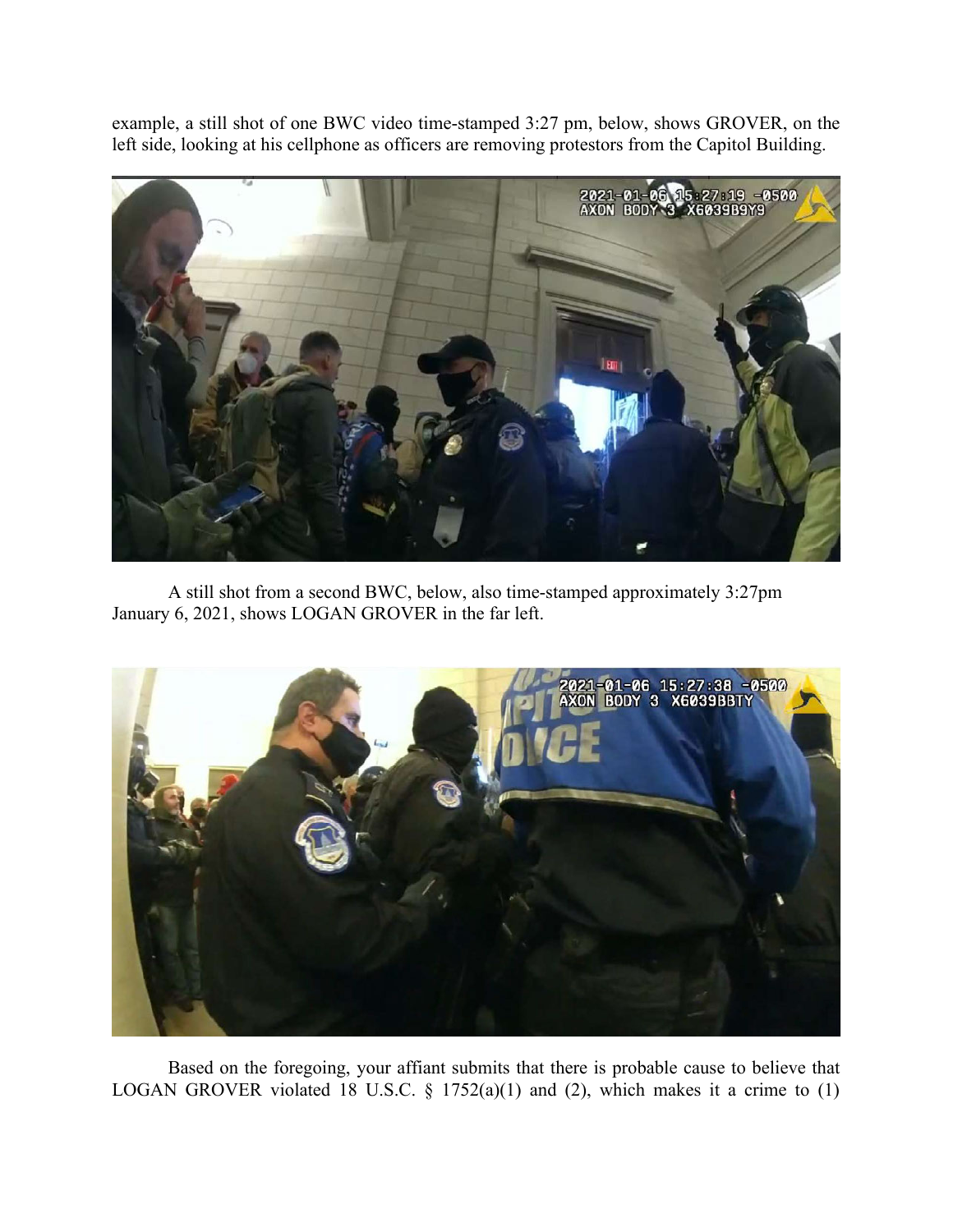example, a still shot of one BWC video time-stamped 3:27 pm, below, shows GROVER, on the left side, looking at his cellphone as officers are removing protestors from the Capitol Building.

A still shot from a second BWC, below, also time-stamped approximately 3:27pm January 6, 2021, shows LOGAN GROVER in the far left.

Based on the foregoing, your affiant submits that there is probable cause to believe that LOGAN GROVER violated 18 U.S.C. § 1752(a)(1) and (2), which makes it a crime to (1)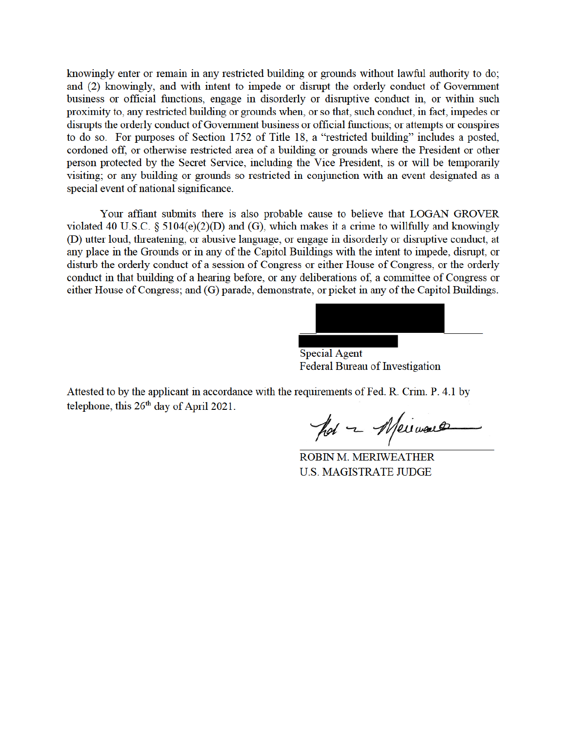knowingly enter or remain in any restricted building or grounds without lawful authority to do; and (2) knowingly, and with intent to impede or disrupt the orderly conduct of Government business or official functions, engage in disorderly or disruptive conduct in, or within such proximity to, any restricted building or grounds when, or so that, such conduct, in fact, impedes or disrupts the orderly conduct of Government business or official functions; or attempts or conspires to do so. For purposes of Section 1752 of Title 18, a "restricted building" includes a posted, cordoned off, or otherwise restricted area of a building or grounds where the President or other person protected by the Secret Service, including the Vice President, is or will be temporarily visiting; or any building or grounds so restricted in conjunction with an event designated as a special event of national significance.

Your affiant submits there is also probable cause to believe that LOGAN GROVER violated 40 U.S.C. § 5104(e)(2)(D) and (G), which makes it a crime to willfully and knowingly (D) utter loud, threatening, or abusive language, or engage in disorderly or disruptive conduct, at any place in the Grounds or in any of the Capitol Buildings with the intent to impede, disrupt, or disturb the orderly conduct of a session of Congress or either House of Congress, or the orderly conduct in that building of a hearing before, or any deliberations of, a committee of Congress or either House of Congress; and (G) parade, demonstrate, or picket in any of the Capitol Buildings.

Special Agent
Federal Bureau of Investigation

Attested to by the applicant in accordance with the requirements of Fed. R. Crim. P. 4.1 by telephone, this 26th day of April 2021.

ROBIN M. MERIWEATHER
U.S. MAGISTRATE JUDGE